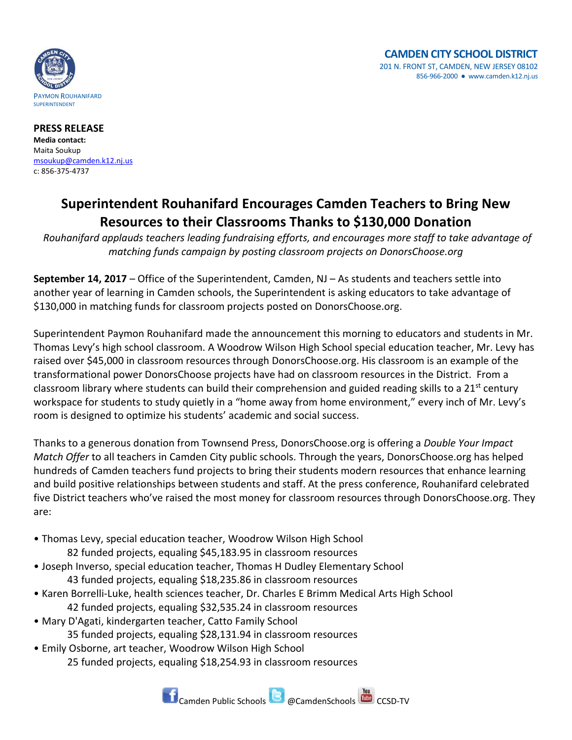PAYMON ROUHANIFARD
SUPERINTENDENT

**CAMDEN CITY SCHOOL DISTRICT**
201 N. FRONT ST, CAMDEN, NEW JERSEY 08102
856-966-2000 ● www.camden.k12.nj.us

**PRESS RELEASE**
**Media contact:**
Maita Soukup
msoukup@camden.k12.nj.us
c: 856-375-4737

# Superintendent Rouhanifard Encourages Camden Teachers to Bring New Resources to their Classrooms Thanks to $130,000 Donation

*Rouhanifard applauds teachers leading fundraising efforts, and encourages more staff to take advantage of matching funds campaign by posting classroom projects on DonorsChoose.org*

**September 14, 2017** – Office of the Superintendent, Camden, NJ – As students and teachers settle into another year of learning in Camden schools, the Superintendent is asking educators to take advantage of $130,000 in matching funds for classroom projects posted on DonorsChoose.org.

Superintendent Paymon Rouhanifard made the announcement this morning to educators and students in Mr. Thomas Levy's high school classroom. A Woodrow Wilson High School special education teacher, Mr. Levy has raised over $45,000 in classroom resources through DonorsChoose.org. His classroom is an example of the transformational power DonorsChoose projects have had on classroom resources in the District. From a classroom library where students can build their comprehension and guided reading skills to a 21st century workspace for students to study quietly in a "home away from home environment," every inch of Mr. Levy's room is designed to optimize his students' academic and social success.

Thanks to a generous donation from Townsend Press, DonorsChoose.org is offering a *Double Your Impact Match Offer* to all teachers in Camden City public schools. Through the years, DonorsChoose.org has helped hundreds of Camden teachers fund projects to bring their students modern resources that enhance learning and build positive relationships between students and staff. At the press conference, Rouhanifard celebrated five District teachers who've raised the most money for classroom resources through DonorsChoose.org. They are:

- Thomas Levy, special education teacher, Woodrow Wilson High School
  82 funded projects, equaling $45,183.95 in classroom resources
- Joseph Inverso, special education teacher, Thomas H Dudley Elementary School
  43 funded projects, equaling $18,235.86 in classroom resources
- Karen Borrelli-Luke, health sciences teacher, Dr. Charles E Brimm Medical Arts High School
  42 funded projects, equaling $32,535.24 in classroom resources
- Mary D'Agati, kindergarten teacher, Catto Family School
  35 funded projects, equaling $28,131.94 in classroom resources
- Emily Osborne, art teacher, Woodrow Wilson High School
  25 funded projects, equaling $18,254.93 in classroom resources

Camden Public Schools @CamdenSchools CCSD-TV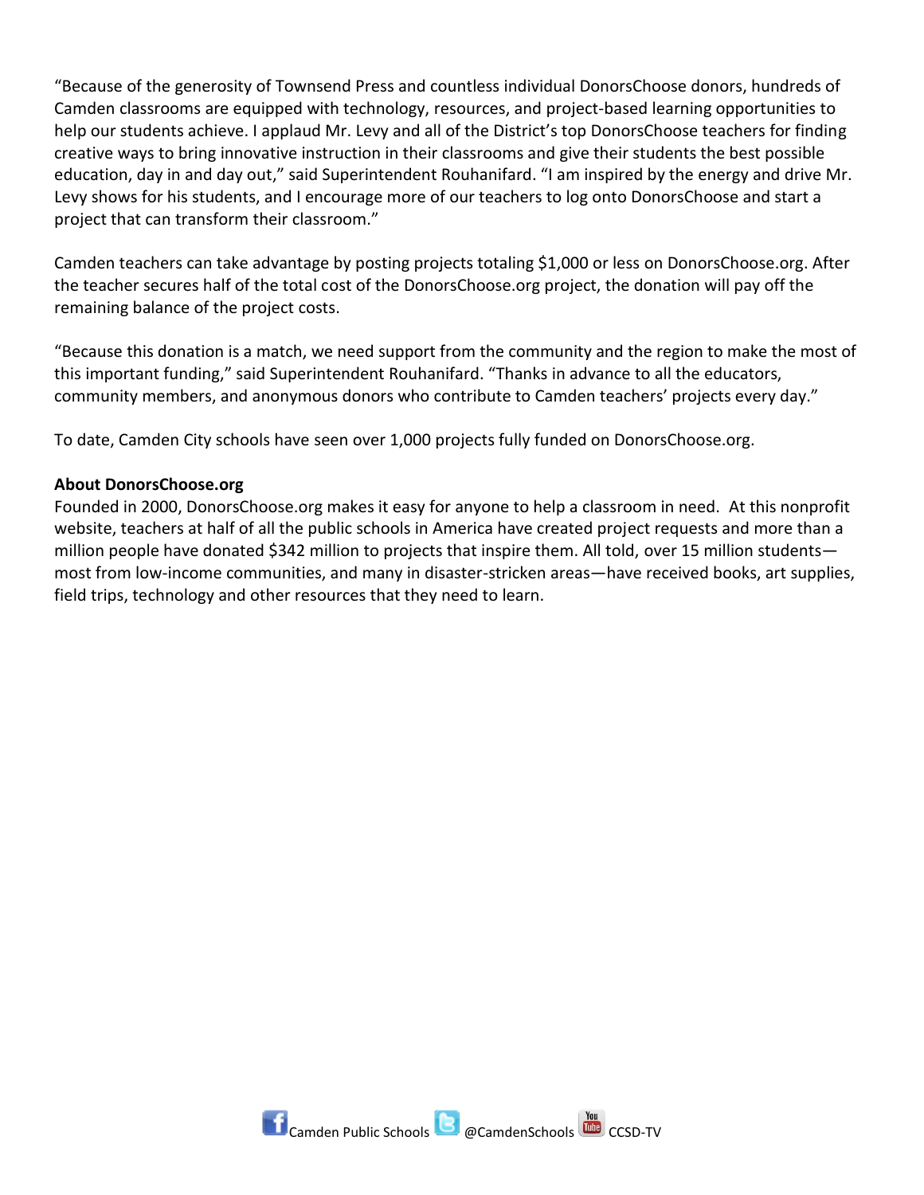"Because of the generosity of Townsend Press and countless individual DonorsChoose donors, hundreds of Camden classrooms are equipped with technology, resources, and project-based learning opportunities to help our students achieve. I applaud Mr. Levy and all of the District's top DonorsChoose teachers for finding creative ways to bring innovative instruction in their classrooms and give their students the best possible education, day in and day out," said Superintendent Rouhanifard. "I am inspired by the energy and drive Mr. Levy shows for his students, and I encourage more of our teachers to log onto DonorsChoose and start a project that can transform their classroom."

Camden teachers can take advantage by posting projects totaling $1,000 or less on DonorsChoose.org. After the teacher secures half of the total cost of the DonorsChoose.org project, the donation will pay off the remaining balance of the project costs.

"Because this donation is a match, we need support from the community and the region to make the most of this important funding," said Superintendent Rouhanifard. "Thanks in advance to all the educators, community members, and anonymous donors who contribute to Camden teachers' projects every day."

To date, Camden City schools have seen over 1,000 projects fully funded on DonorsChoose.org.

**About DonorsChoose.org**

Founded in 2000, DonorsChoose.org makes it easy for anyone to help a classroom in need. At this nonprofit website, teachers at half of all the public schools in America have created project requests and more than a million people have donated $342 million to projects that inspire them. All told, over 15 million students—most from low-income communities, and many in disaster-stricken areas—have received books, art supplies, field trips, technology and other resources that they need to learn.

Camden Public Schools @CamdenSchools CCSD-TV